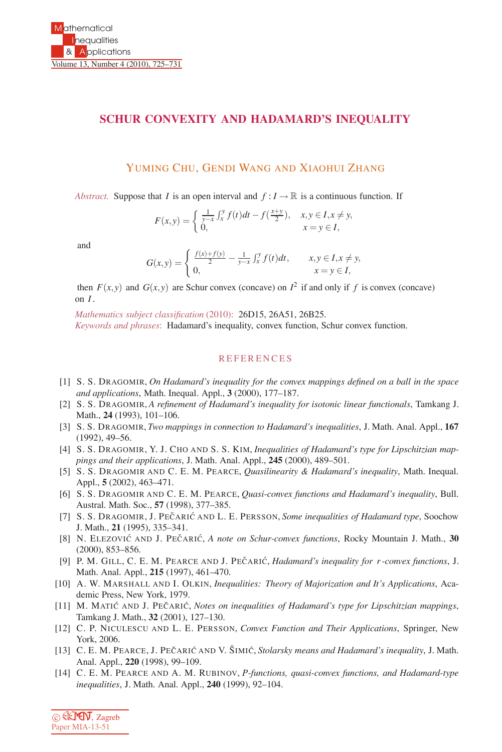# SCHUR CONVEXITY AND HADAMARD'S INEQUALITY

## YUMING CHU, GENDI WANG AND XIAOHUI ZHANG

*Abstract.* Suppose that $I$ is an open interval and $f : I \to \mathbb{R}$ is a continuous function. If

$$F(x,y) = \begin{cases} \frac{1}{y-x}\int_x^y f(t)dt - f(\frac{x+y}{2}), & x,y \in I, x \neq y, \\ 0, & x = y \in I, \end{cases}$$

and

$$G(x,y) = \begin{cases} \frac{f(x)+f(y)}{2} - \frac{1}{y-x}\int_x^y f(t)dt, & x,y \in I, x \neq y, \\ 0, & x = y \in I, \end{cases}$$

then $F(x,y)$ and $G(x,y)$ are Schur convex (concave) on $I^2$ if and only if $f$ is convex (concave) on $I$.

*Mathematics subject classification* (2010): 26D15, 26A51, 26B25.

*Keywords and phrases*: Hadamard's inequality, convex function, Schur convex function.

## REFERENCES

[1] S. S. Dragomir, *On Hadamard's inequality for the convex mappings defined on a ball in the space and applications*, Math. Inequal. Appl., **3** (2000), 177–187.

[2] S. S. Dragomir, *A refinement of Hadamard's inequality for isotonic linear functionals*, Tamkang J. Math., **24** (1993), 101–106.

[3] S. S. Dragomir, *Two mappings in connection to Hadamard's inequalities*, J. Math. Anal. Appl., **167** (1992), 49–56.

[4] S. S. Dragomir, Y. J. Cho and S. S. Kim, *Inequalities of Hadamard's type for Lipschitzian mappings and their applications*, J. Math. Anal. Appl., **245** (2000), 489–501.

[5] S. S. Dragomir and C. E. M. Pearce, *Quasilinearity & Hadamard's inequality*, Math. Inequal. Appl., **5** (2002), 463–471.

[6] S. S. Dragomir and C. E. M. Pearce, *Quasi-convex functions and Hadamard's inequality*, Bull. Austral. Math. Soc., **57** (1998), 377–385.

[7] S. S. Dragomir, J. Pečarić and L. E. Persson, *Some inequalities of Hadamard type*, Soochow J. Math., **21** (1995), 335–341.

[8] N. Elezović and J. Pečarić, *A note on Schur-convex functions*, Rocky Mountain J. Math., **30** (2000), 853–856.

[9] P. M. Gill, C. E. M. Pearce and J. Pečarić, *Hadamard's inequality for r-convex functions*, J. Math. Anal. Appl., **215** (1997), 461–470.

[10] A. W. Marshall and I. Olkin, *Inequalities: Theory of Majorization and It's Applications*, Academic Press, New York, 1979.

[11] M. Matić and J. Pečarić, *Notes on inequalities of Hadamard's type for Lipschitzian mappings*, Tamkang J. Math., **32** (2001), 127–130.

[12] C. P. Niculescu and L. E. Persson, *Convex Function and Their Applications*, Springer, New York, 2006.

[13] C. E. M. Pearce, J. Pečarić and V. Šimić, *Stolarsky means and Hadamard's inequality*, J. Math. Anal. Appl., **220** (1998), 99–109.

[14] C. E. M. Pearce and A. M. Rubinov, *P-functions, quasi-convex functions, and Hadamard-type inequalities*, J. Math. Anal. Appl., **240** (1999), 92–104.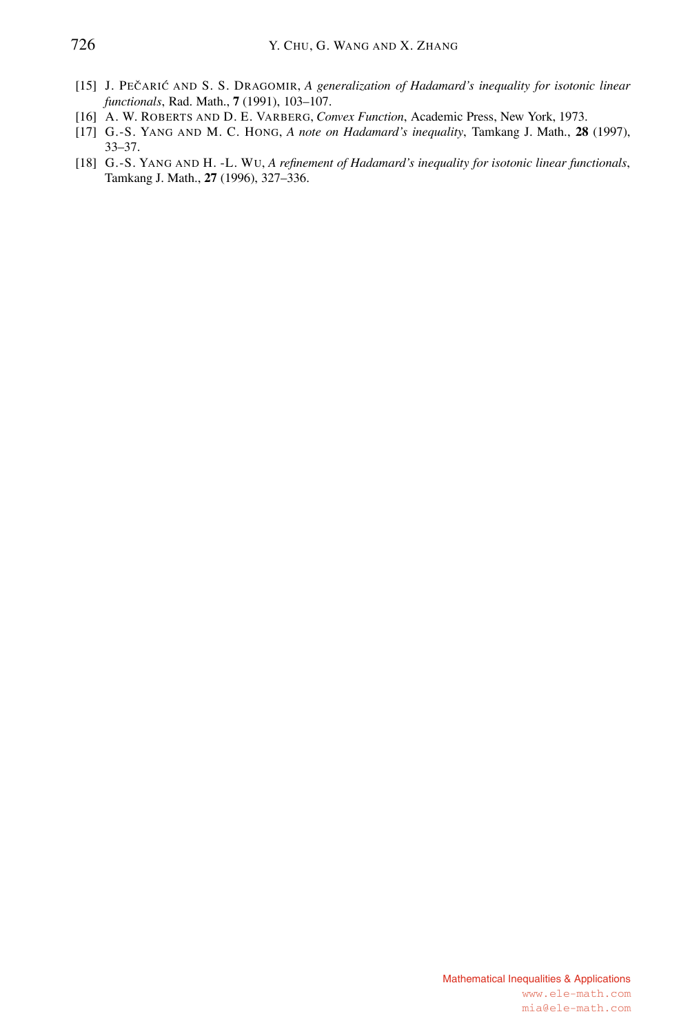[15] J. Pečarić and S. S. Dragomir, *A generalization of Hadamard's inequality for isotonic linear functionals*, Rad. Math., **7** (1991), 103–107.

[16] A. W. Roberts and D. E. Varberg, *Convex Function*, Academic Press, New York, 1973.

[17] G.-S. Yang and M. C. Hong, *A note on Hadamard's inequality*, Tamkang J. Math., **28** (1997), 33–37.

[18] G.-S. Yang and H. -L. Wu, *A refinement of Hadamard's inequality for isotonic linear functionals*, Tamkang J. Math., **27** (1996), 327–336.